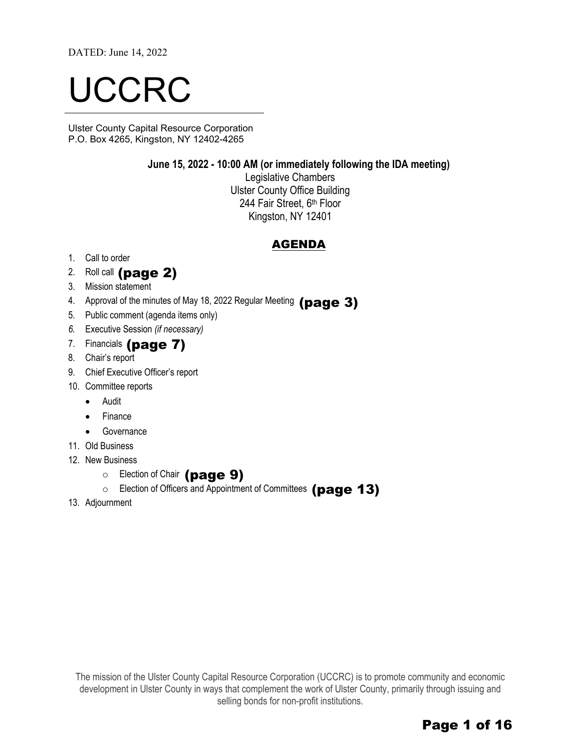DATED: June 14, 2022

# UCCRC

Ulster County Capital Resource Corporation
P.O. Box 4265, Kingston, NY 12402-4265

**June 15, 2022 - 10:00 AM (or immediately following the IDA meeting)**
Legislative Chambers
Ulster County Office Building
244 Fair Street, 6th Floor
Kingston, NY 12401

## AGENDA

1. Call to order
2. Roll call **(page 2)**
3. Mission statement
4. Approval of the minutes of May 18, 2022 Regular Meeting **(page 3)**
5. Public comment (agenda items only)
6. Executive Session *(if necessary)*
7. Financials **(page 7)**
8. Chair's report
9. Chief Executive Officer's report
10. Committee reports
    - Audit
    - Finance
    - Governance
11. Old Business
12. New Business
    - Election of Chair **(page 9)**
    - Election of Officers and Appointment of Committees **(page 13)**
13. Adjournment

The mission of the Ulster County Capital Resource Corporation (UCCRC) is to promote community and economic development in Ulster County in ways that complement the work of Ulster County, primarily through issuing and selling bonds for non-profit institutions.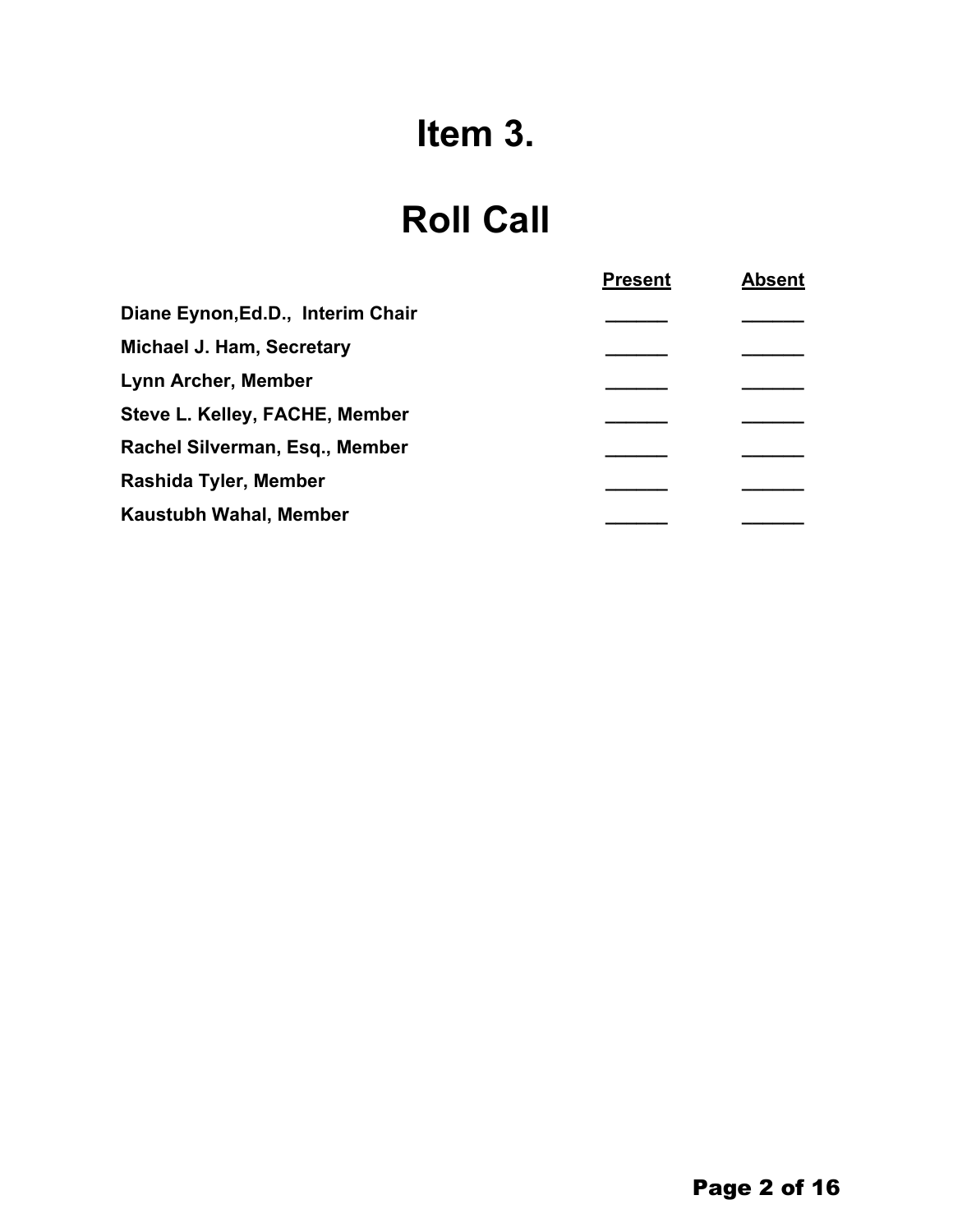# Item 3.

# Roll Call

| | Present | Absent |
|---|---|---|
| **Diane Eynon,Ed.D., Interim Chair** | ______ | ______ |
| **Michael J. Ham, Secretary** | ______ | ______ |
| **Lynn Archer, Member** | ______ | ______ |
| **Steve L. Kelley, FACHE, Member** | ______ | ______ |
| **Rachel Silverman, Esq., Member** | ______ | ______ |
| **Rashida Tyler, Member** | ______ | ______ |
| **Kaustubh Wahal, Member** | ______ | ______ |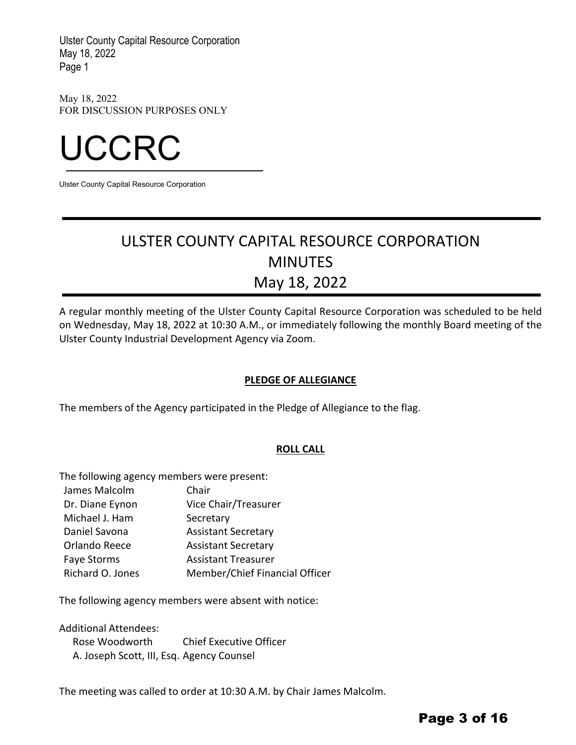May 18, 2022
FOR DISCUSSION PURPOSES ONLY

# UCCRC

Ulster County Capital Resource Corporation

---

## ULSTER COUNTY CAPITAL RESOURCE CORPORATION
## MINUTES
## May 18, 2022

---

A regular monthly meeting of the Ulster County Capital Resource Corporation was scheduled to be held on Wednesday, May 18, 2022 at 10:30 A.M., or immediately following the monthly Board meeting of the Ulster County Industrial Development Agency via Zoom.

**PLEDGE OF ALLEGIANCE**

The members of the Agency participated in the Pledge of Allegiance to the flag.

**ROLL CALL**

The following agency members were present:

| | |
|---|---|
| James Malcolm | Chair |
| Dr. Diane Eynon | Vice Chair/Treasurer |
| Michael J. Ham | Secretary |
| Daniel Savona | Assistant Secretary |
| Orlando Reece | Assistant Secretary |
| Faye Storms | Assistant Treasurer |
| Richard O. Jones | Member/Chief Financial Officer |

The following agency members were absent with notice:

Additional Attendees:

| | |
|---|---|
| Rose Woodworth | Chief Executive Officer |
| A. Joseph Scott, III, Esq. | Agency Counsel |

The meeting was called to order at 10:30 A.M. by Chair James Malcolm.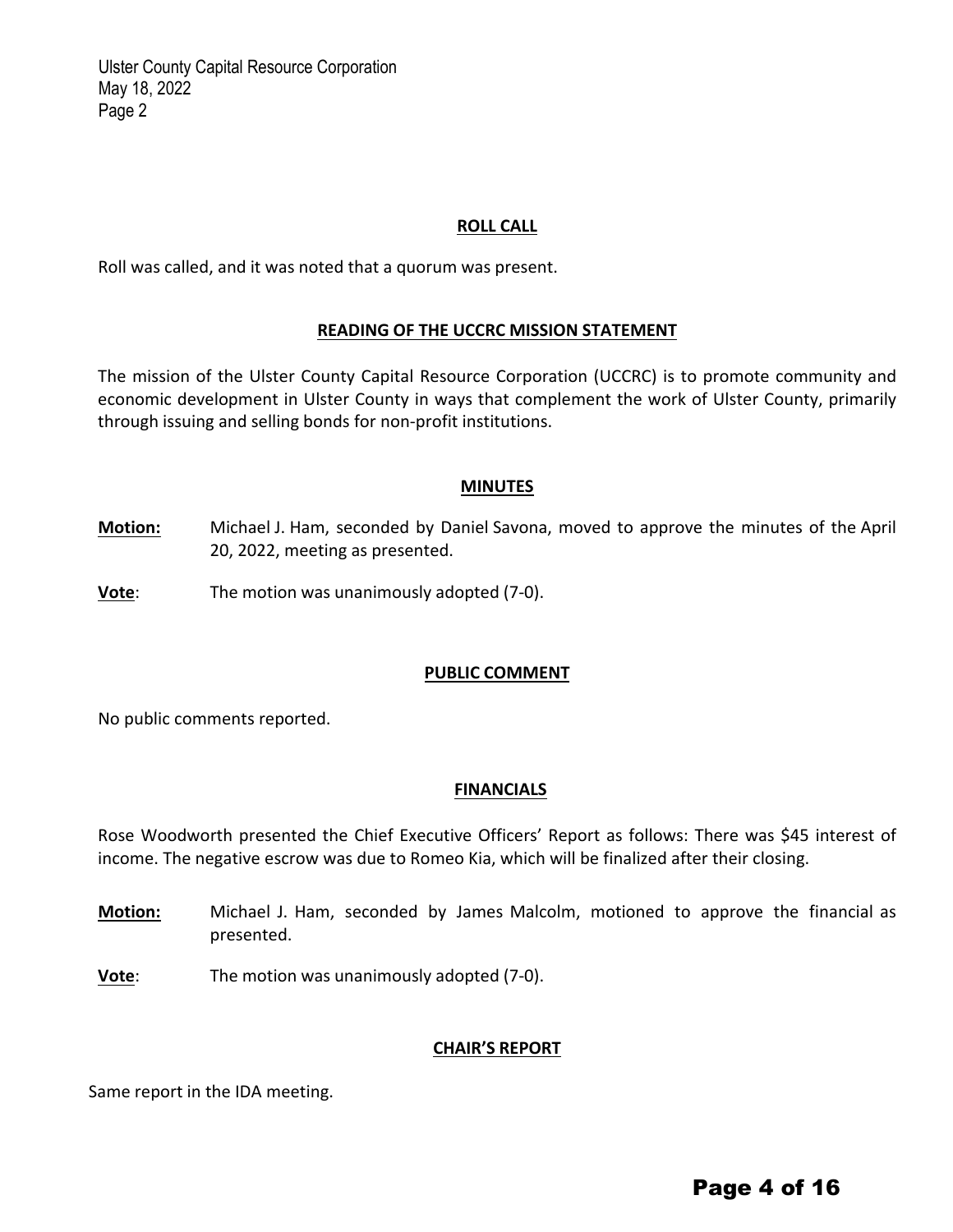## ROLL CALL

Roll was called, and it was noted that a quorum was present.

## READING OF THE UCCRC MISSION STATEMENT

The mission of the Ulster County Capital Resource Corporation (UCCRC) is to promote community and economic development in Ulster County in ways that complement the work of Ulster County, primarily through issuing and selling bonds for non-profit institutions.

## MINUTES

**Motion:** Michael J. Ham, seconded by Daniel Savona, moved to approve the minutes of the April 20, 2022, meeting as presented.

**Vote**: The motion was unanimously adopted (7-0).

## PUBLIC COMMENT

No public comments reported.

## FINANCIALS

Rose Woodworth presented the Chief Executive Officers' Report as follows: There was $45 interest of income. The negative escrow was due to Romeo Kia, which will be finalized after their closing.

**Motion:** Michael J. Ham, seconded by James Malcolm, motioned to approve the financial as presented.

**Vote**: The motion was unanimously adopted (7-0).

## CHAIR'S REPORT

Same report in the IDA meeting.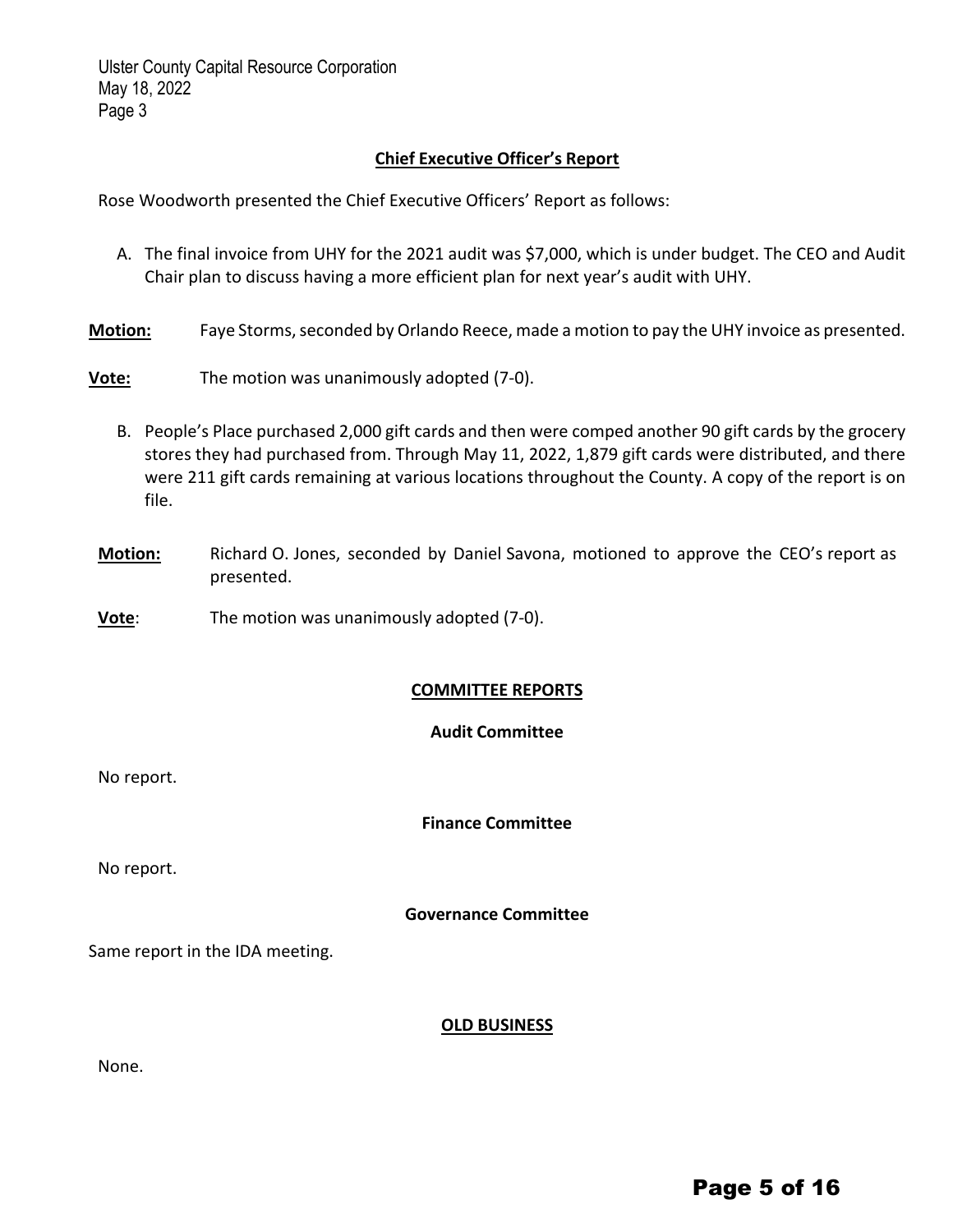## Chief Executive Officer's Report

Rose Woodworth presented the Chief Executive Officers' Report as follows:

A. The final invoice from UHY for the 2021 audit was $7,000, which is under budget. The CEO and Audit Chair plan to discuss having a more efficient plan for next year's audit with UHY.

**Motion:** Faye Storms, seconded by Orlando Reece, made a motion to pay the UHY invoice as presented.

**Vote:** The motion was unanimously adopted (7-0).

B. People's Place purchased 2,000 gift cards and then were comped another 90 gift cards by the grocery stores they had purchased from. Through May 11, 2022, 1,879 gift cards were distributed, and there were 211 gift cards remaining at various locations throughout the County. A copy of the report is on file.

**Motion:** Richard O. Jones, seconded by Daniel Savona, motioned to approve the CEO's report as presented.

**Vote**: The motion was unanimously adopted (7-0).

## COMMITTEE REPORTS

### Audit Committee

No report.

### Finance Committee

No report.

### Governance Committee

Same report in the IDA meeting.

## OLD BUSINESS

None.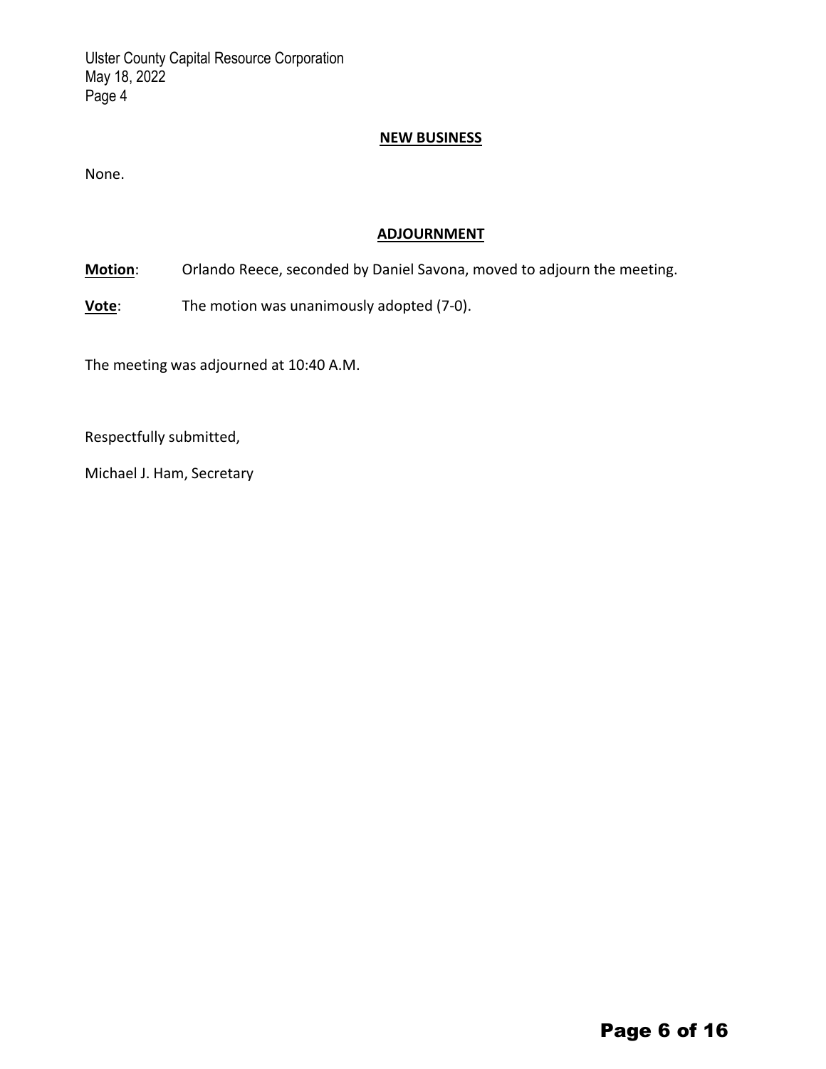## NEW BUSINESS

None.

## ADJOURNMENT

**Motion**: Orlando Reece, seconded by Daniel Savona, moved to adjourn the meeting.

**Vote**: The motion was unanimously adopted (7-0).

The meeting was adjourned at 10:40 A.M.

Respectfully submitted,

Michael J. Ham, Secretary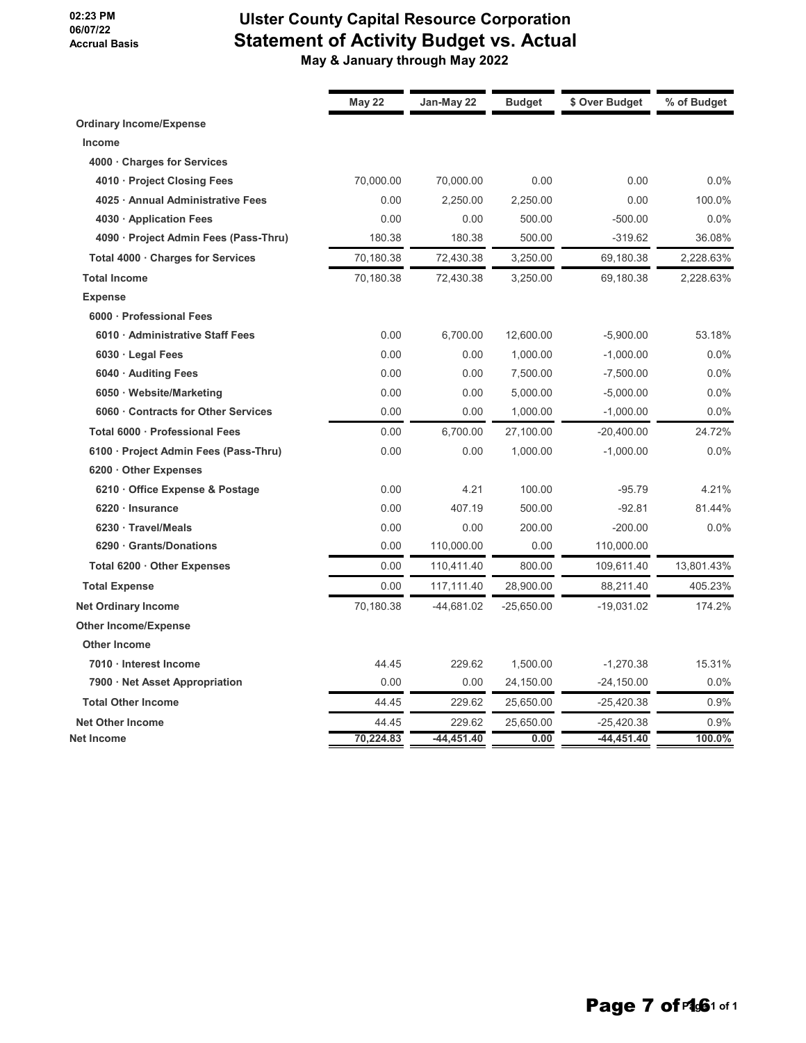02:23 PM
06/07/22
Accrual Basis

# Ulster County Capital Resource Corporation
## Statement of Activity Budget vs. Actual
### May & January through May 2022

| | May 22 | Jan-May 22 | Budget | $ Over Budget | % of Budget |
|---|---|---|---|---|---|
| **Ordinary Income/Expense** | | | | | |
| **Income** | | | | | |
| **4000 · Charges for Services** | | | | | |
| **4010 · Project Closing Fees** | 70,000.00 | 70,000.00 | 0.00 | 0.00 | 0.0% |
| **4025 · Annual Administrative Fees** | 0.00 | 2,250.00 | 2,250.00 | 0.00 | 100.0% |
| **4030 · Application Fees** | 0.00 | 0.00 | 500.00 | -500.00 | 0.0% |
| **4090 · Project Admin Fees (Pass-Thru)** | 180.38 | 180.38 | 500.00 | -319.62 | 36.08% |
| **Total 4000 · Charges for Services** | 70,180.38 | 72,430.38 | 3,250.00 | 69,180.38 | 2,228.63% |
| **Total Income** | 70,180.38 | 72,430.38 | 3,250.00 | 69,180.38 | 2,228.63% |
| **Expense** | | | | | |
| **6000 · Professional Fees** | | | | | |
| **6010 · Administrative Staff Fees** | 0.00 | 6,700.00 | 12,600.00 | -5,900.00 | 53.18% |
| **6030 · Legal Fees** | 0.00 | 0.00 | 1,000.00 | -1,000.00 | 0.0% |
| **6040 · Auditing Fees** | 0.00 | 0.00 | 7,500.00 | -7,500.00 | 0.0% |
| **6050 · Website/Marketing** | 0.00 | 0.00 | 5,000.00 | -5,000.00 | 0.0% |
| **6060 · Contracts for Other Services** | 0.00 | 0.00 | 1,000.00 | -1,000.00 | 0.0% |
| **Total 6000 · Professional Fees** | 0.00 | 6,700.00 | 27,100.00 | -20,400.00 | 24.72% |
| **6100 · Project Admin Fees (Pass-Thru)** | 0.00 | 0.00 | 1,000.00 | -1,000.00 | 0.0% |
| **6200 · Other Expenses** | | | | | |
| **6210 · Office Expense & Postage** | 0.00 | 4.21 | 100.00 | -95.79 | 4.21% |
| **6220 · Insurance** | 0.00 | 407.19 | 500.00 | -92.81 | 81.44% |
| **6230 · Travel/Meals** | 0.00 | 0.00 | 200.00 | -200.00 | 0.0% |
| **6290 · Grants/Donations** | 0.00 | 110,000.00 | 0.00 | 110,000.00 | |
| **Total 6200 · Other Expenses** | 0.00 | 110,411.40 | 800.00 | 109,611.40 | 13,801.43% |
| **Total Expense** | 0.00 | 117,111.40 | 28,900.00 | 88,211.40 | 405.23% |
| **Net Ordinary Income** | 70,180.38 | -44,681.02 | -25,650.00 | -19,031.02 | 174.2% |
| **Other Income/Expense** | | | | | |
| **Other Income** | | | | | |
| **7010 · Interest Income** | 44.45 | 229.62 | 1,500.00 | -1,270.38 | 15.31% |
| **7900 · Net Asset Appropriation** | 0.00 | 0.00 | 24,150.00 | -24,150.00 | 0.0% |
| **Total Other Income** | 44.45 | 229.62 | 25,650.00 | -25,420.38 | 0.9% |
| **Net Other Income** | 44.45 | 229.62 | 25,650.00 | -25,420.38 | 0.9% |
| **Net Income** | **70,224.83** | **-44,451.40** | **0.00** | **-44,451.40** | **100.0%** |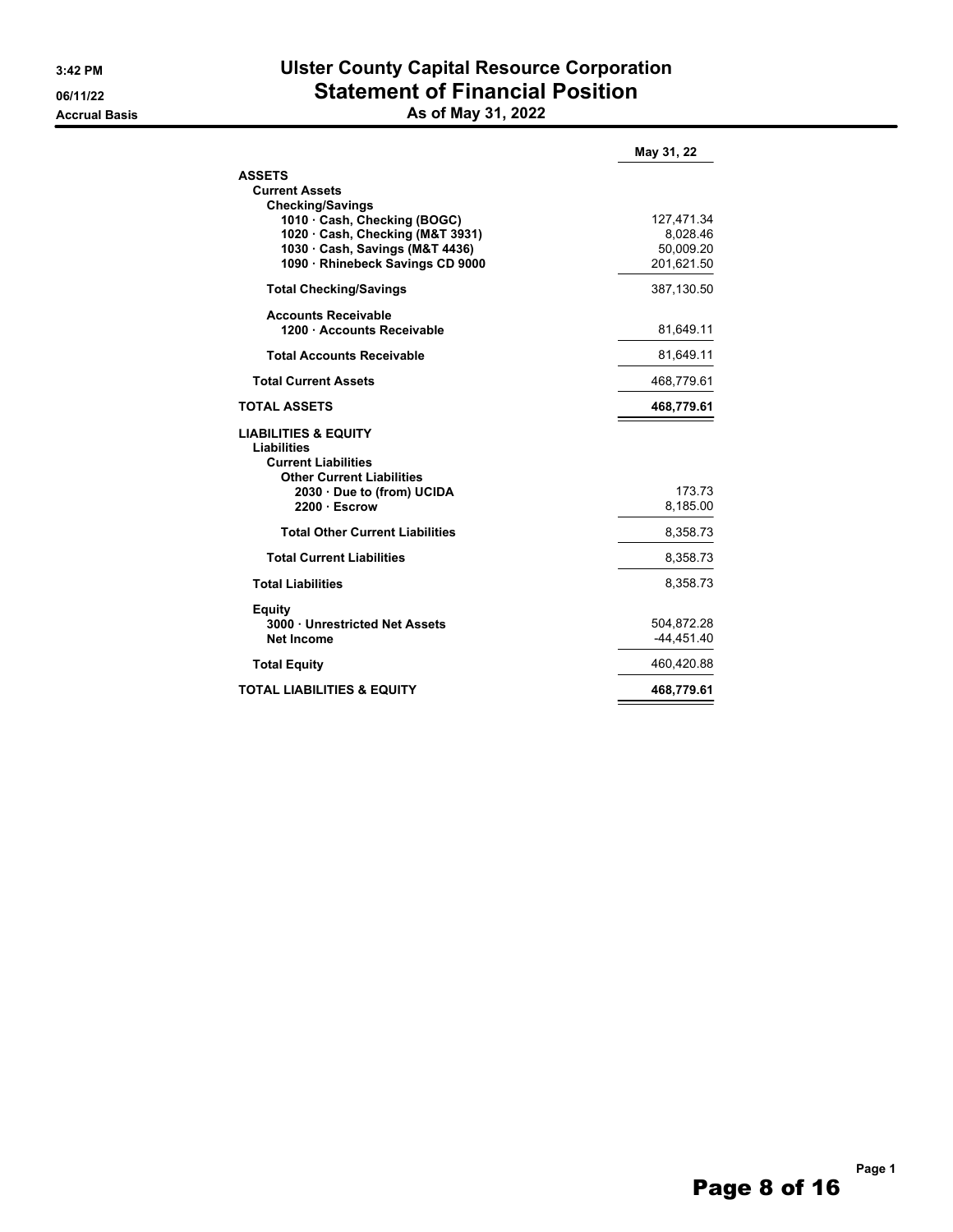3:42 PM
06/11/22
Accrual Basis

# Ulster County Capital Resource Corporation
## Statement of Financial Position
### As of May 31, 2022

| | May 31, 22 |
|---|---|
| **ASSETS** | |
| **Current Assets** | |
| **Checking/Savings** | |
| **1010 · Cash, Checking (BOGC)** | 127,471.34 |
| **1020 · Cash, Checking (M&T 3931)** | 8,028.46 |
| **1030 · Cash, Savings (M&T 4436)** | 50,009.20 |
| **1090 · Rhinebeck Savings CD 9000** | 201,621.50 |
| **Total Checking/Savings** | 387,130.50 |
| **Accounts Receivable** | |
| **1200 · Accounts Receivable** | 81,649.11 |
| **Total Accounts Receivable** | 81,649.11 |
| **Total Current Assets** | 468,779.61 |
| **TOTAL ASSETS** | **468,779.61** |
| **LIABILITIES & EQUITY** | |
| **Liabilities** | |
| **Current Liabilities** | |
| **Other Current Liabilities** | |
| **2030 · Due to (from) UCIDA** | 173.73 |
| **2200 · Escrow** | 8,185.00 |
| **Total Other Current Liabilities** | 8,358.73 |
| **Total Current Liabilities** | 8,358.73 |
| **Total Liabilities** | 8,358.73 |
| **Equity** | |
| **3000 · Unrestricted Net Assets** | 504,872.28 |
| **Net Income** | -44,451.40 |
| **Total Equity** | 460,420.88 |
| **TOTAL LIABILITIES & EQUITY** | **468,779.61** |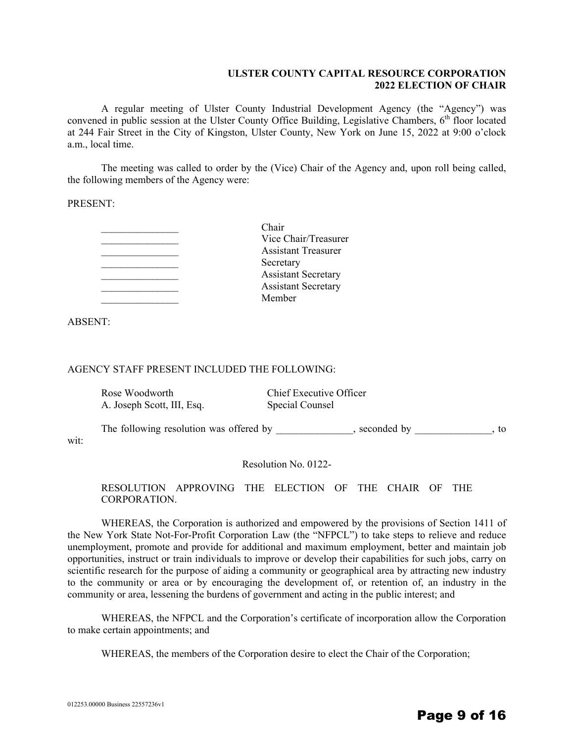**ULSTER COUNTY CAPITAL RESOURCE CORPORATION**
**2022 ELECTION OF CHAIR**

A regular meeting of Ulster County Industrial Development Agency (the "Agency") was convened in public session at the Ulster County Office Building, Legislative Chambers, 6th floor located at 244 Fair Street in the City of Kingston, Ulster County, New York on June 15, 2022 at 9:00 o'clock a.m., local time.

The meeting was called to order by the (Vice) Chair of the Agency and, upon roll being called, the following members of the Agency were:

PRESENT:

| | |
|---|---|
| _______________ | Chair |
| _______________ | Vice Chair/Treasurer |
| _______________ | Assistant Treasurer |
| _______________ | Secretary |
| _______________ | Assistant Secretary |
| _______________ | Assistant Secretary |
| _______________ | Member |

ABSENT:

AGENCY STAFF PRESENT INCLUDED THE FOLLOWING:

| | |
|---|---|
| Rose Woodworth | Chief Executive Officer |
| A. Joseph Scott, III, Esq. | Special Counsel |

The following resolution was offered by _______________, seconded by _______________, to wit:

Resolution No. 0122-

RESOLUTION APPROVING THE ELECTION OF THE CHAIR OF THE CORPORATION.

WHEREAS, the Corporation is authorized and empowered by the provisions of Section 1411 of the New York State Not-For-Profit Corporation Law (the "NFPCL") to take steps to relieve and reduce unemployment, promote and provide for additional and maximum employment, better and maintain job opportunities, instruct or train individuals to improve or develop their capabilities for such jobs, carry on scientific research for the purpose of aiding a community or geographical area by attracting new industry to the community or area or by encouraging the development of, or retention of, an industry in the community or area, lessening the burdens of government and acting in the public interest; and

WHEREAS, the NFPCL and the Corporation's certificate of incorporation allow the Corporation to make certain appointments; and

WHEREAS, the members of the Corporation desire to elect the Chair of the Corporation;

012253.00000 Business 22557236v1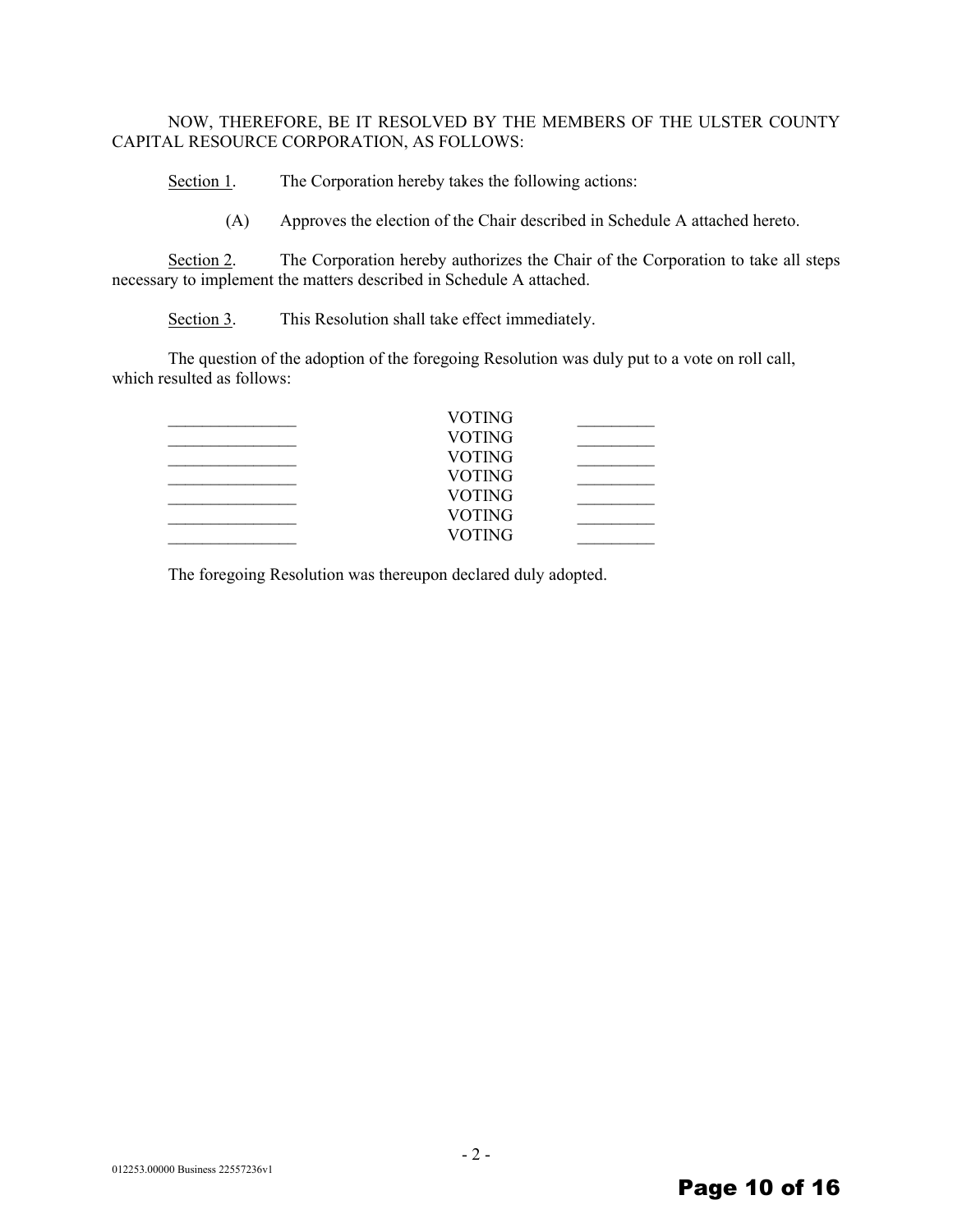NOW, THEREFORE, BE IT RESOLVED BY THE MEMBERS OF THE ULSTER COUNTY CAPITAL RESOURCE CORPORATION, AS FOLLOWS:

Section 1. The Corporation hereby takes the following actions:

(A) Approves the election of the Chair described in Schedule A attached hereto.

Section 2. The Corporation hereby authorizes the Chair of the Corporation to take all steps necessary to implement the matters described in Schedule A attached.

Section 3. This Resolution shall take effect immediately.

The question of the adoption of the foregoing Resolution was duly put to a vote on roll call, which resulted as follows:

| | | |
|---|---|---|
| _______________ | VOTING | _________ |
| _______________ | VOTING | _________ |
| _______________ | VOTING | _________ |
| _______________ | VOTING | _________ |
| _______________ | VOTING | _________ |
| _______________ | VOTING | _________ |
| _______________ | VOTING | _________ |

The foregoing Resolution was thereupon declared duly adopted.

012253.00000 Business 22557236v1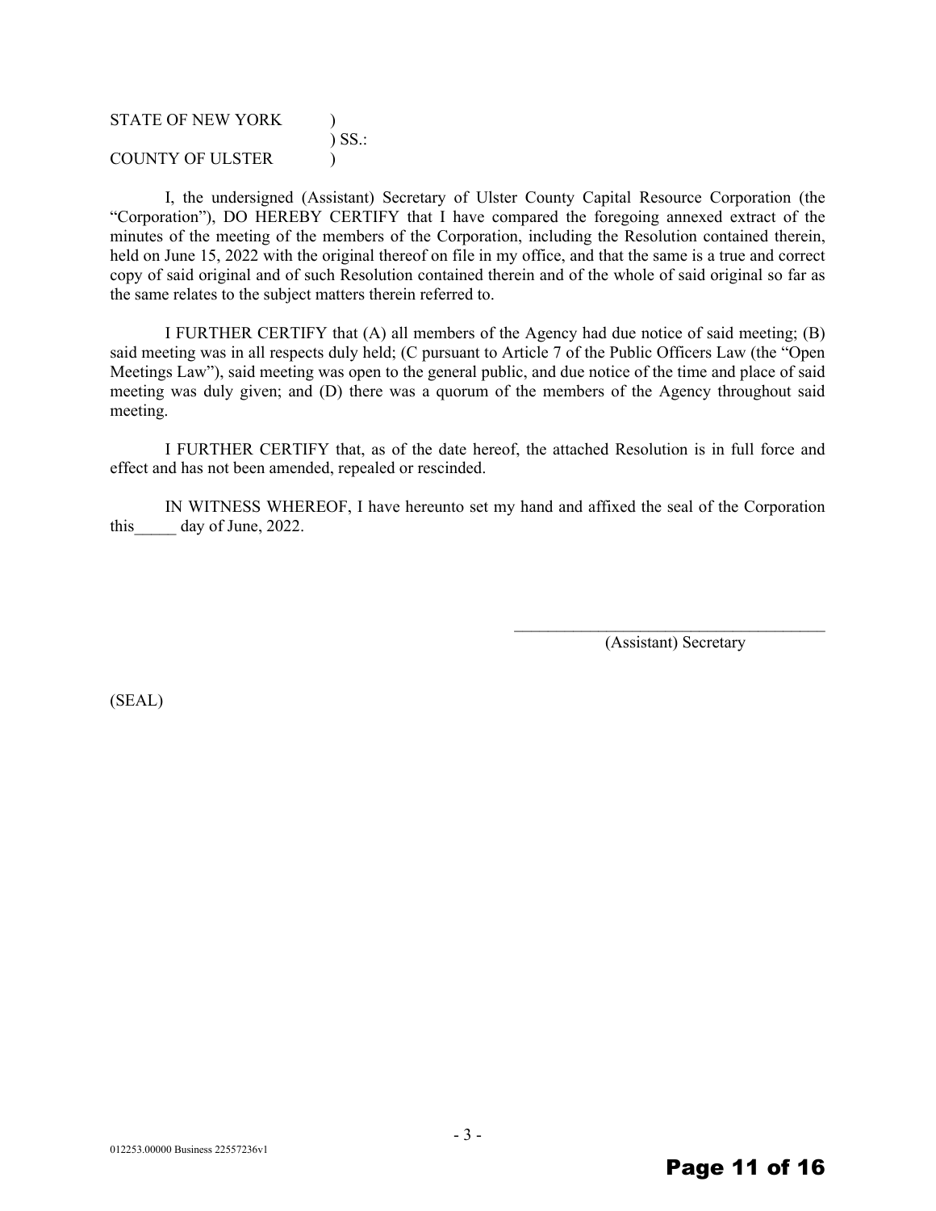STATE OF NEW YORK )
) SS.:
COUNTY OF ULSTER )

I, the undersigned (Assistant) Secretary of Ulster County Capital Resource Corporation (the "Corporation"), DO HEREBY CERTIFY that I have compared the foregoing annexed extract of the minutes of the meeting of the members of the Corporation, including the Resolution contained therein, held on June 15, 2022 with the original thereof on file in my office, and that the same is a true and correct copy of said original and of such Resolution contained therein and of the whole of said original so far as the same relates to the subject matters therein referred to.

I FURTHER CERTIFY that (A) all members of the Agency had due notice of said meeting; (B) said meeting was in all respects duly held; (C pursuant to Article 7 of the Public Officers Law (the "Open Meetings Law"), said meeting was open to the general public, and due notice of the time and place of said meeting was duly given; and (D) there was a quorum of the members of the Agency throughout said meeting.

I FURTHER CERTIFY that, as of the date hereof, the attached Resolution is in full force and effect and has not been amended, repealed or rescinded.

IN WITNESS WHEREOF, I have hereunto set my hand and affixed the seal of the Corporation this_____ day of June, 2022.

\_\_\_\_\_\_\_\_\_\_\_\_\_\_\_\_\_\_\_\_\_\_\_\_\_\_\_\_\_\_\_\_\_\_\_\_\_\_\_\_
(Assistant) Secretary

(SEAL)

012253.00000 Business 22557236v1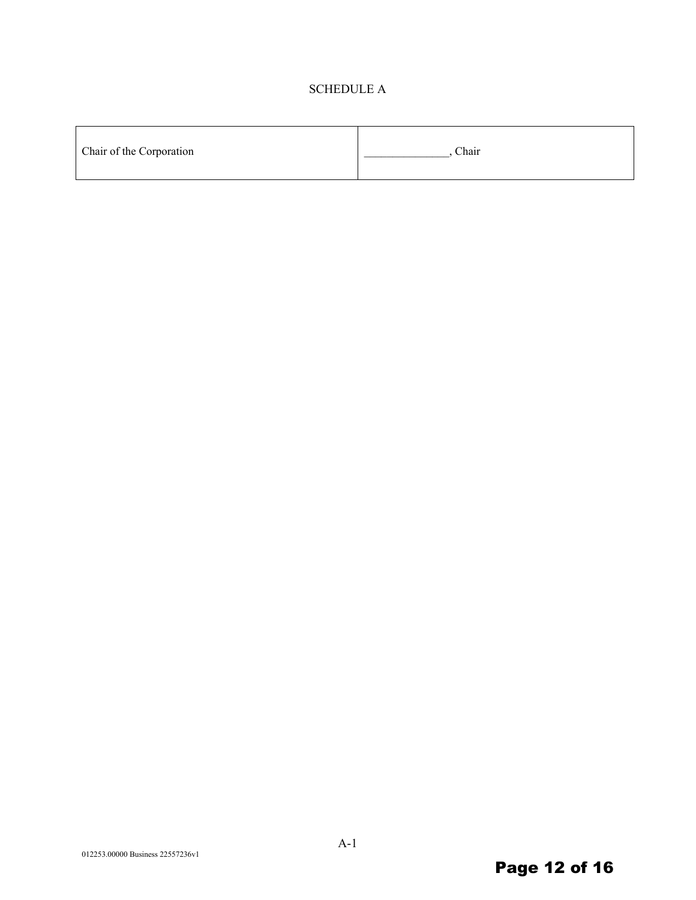# SCHEDULE A

| | |
|---|---|
| Chair of the Corporation | _______________, Chair |

012253.00000 Business 22557236v1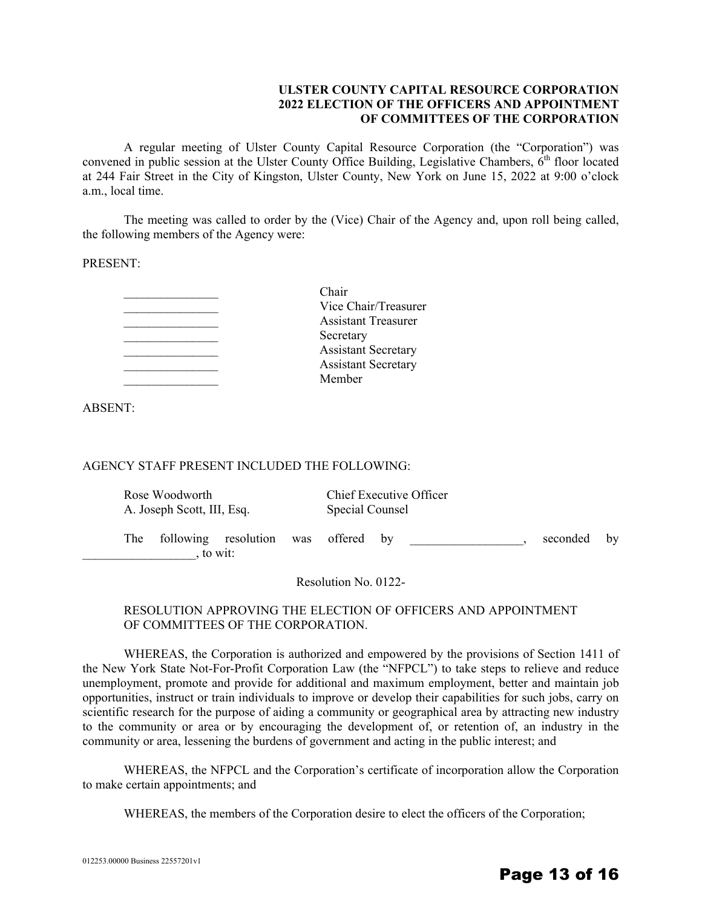**ULSTER COUNTY CAPITAL RESOURCE CORPORATION**
**2022 ELECTION OF THE OFFICERS AND APPOINTMENT**
**OF COMMITTEES OF THE CORPORATION**

A regular meeting of Ulster County Capital Resource Corporation (the "Corporation") was convened in public session at the Ulster County Office Building, Legislative Chambers, 6th floor located at 244 Fair Street in the City of Kingston, Ulster County, New York on June 15, 2022 at 9:00 o'clock a.m., local time.

The meeting was called to order by the (Vice) Chair of the Agency and, upon roll being called, the following members of the Agency were:

PRESENT:

| | |
|---|---|
| _______________ | Chair |
| _______________ | Vice Chair/Treasurer |
| _______________ | Assistant Treasurer |
| _______________ | Secretary |
| _______________ | Assistant Secretary |
| _______________ | Assistant Secretary |
| _______________ | Member |

ABSENT:

AGENCY STAFF PRESENT INCLUDED THE FOLLOWING:

| | |
|---|---|
| Rose Woodworth | Chief Executive Officer |
| A. Joseph Scott, III, Esq. | Special Counsel |

The following resolution was offered by __________________, seconded by __________________, to wit:

Resolution No. 0122-

RESOLUTION APPROVING THE ELECTION OF OFFICERS AND APPOINTMENT OF COMMITTEES OF THE CORPORATION.

WHEREAS, the Corporation is authorized and empowered by the provisions of Section 1411 of the New York State Not-For-Profit Corporation Law (the "NFPCL") to take steps to relieve and reduce unemployment, promote and provide for additional and maximum employment, better and maintain job opportunities, instruct or train individuals to improve or develop their capabilities for such jobs, carry on scientific research for the purpose of aiding a community or geographical area by attracting new industry to the community or area or by encouraging the development of, or retention of, an industry in the community or area, lessening the burdens of government and acting in the public interest; and

WHEREAS, the NFPCL and the Corporation's certificate of incorporation allow the Corporation to make certain appointments; and

WHEREAS, the members of the Corporation desire to elect the officers of the Corporation;

012253.00000 Business 22557201v1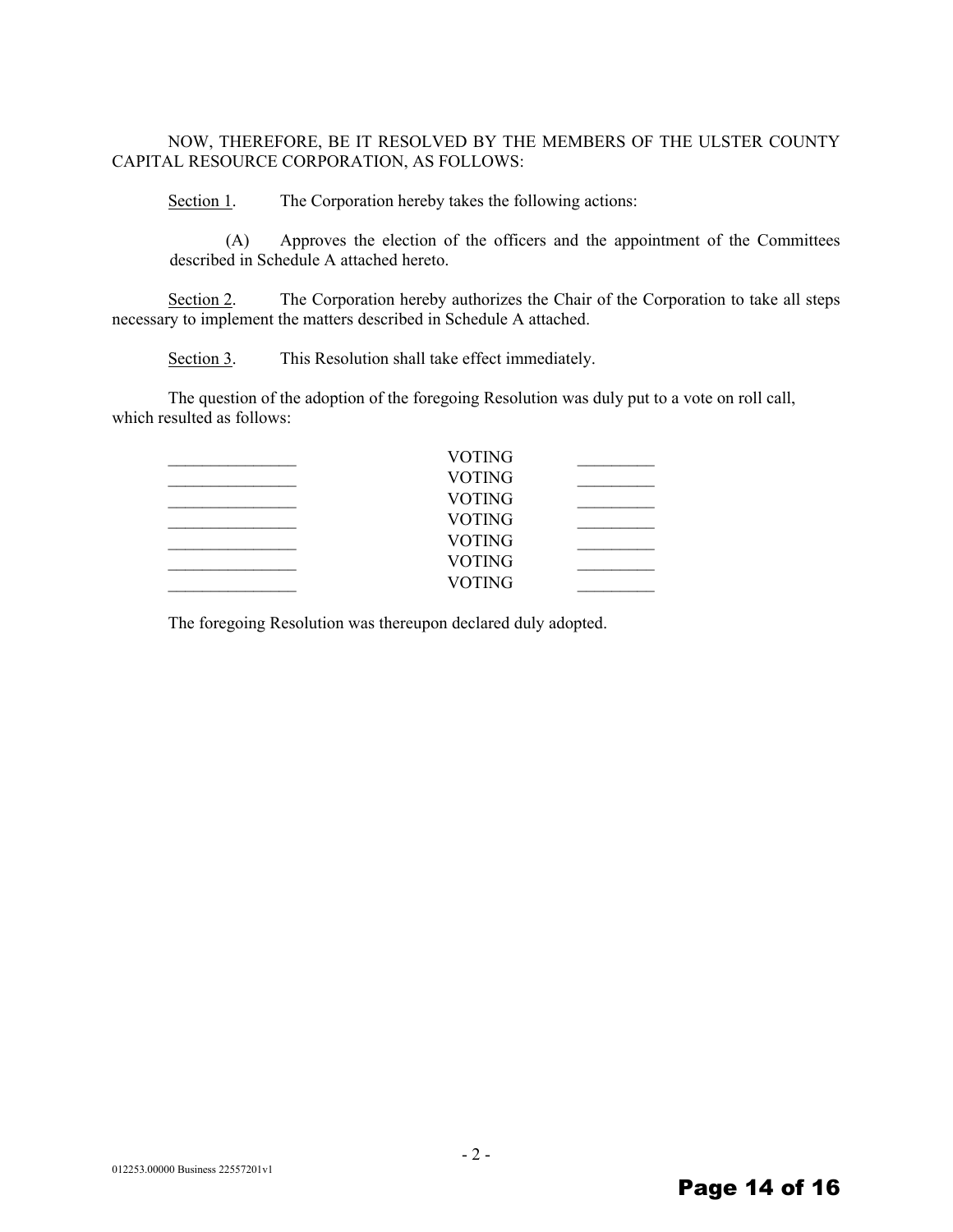NOW, THEREFORE, BE IT RESOLVED BY THE MEMBERS OF THE ULSTER COUNTY CAPITAL RESOURCE CORPORATION, AS FOLLOWS:

Section 1. The Corporation hereby takes the following actions:

(A) Approves the election of the officers and the appointment of the Committees described in Schedule A attached hereto.

Section 2. The Corporation hereby authorizes the Chair of the Corporation to take all steps necessary to implement the matters described in Schedule A attached.

Section 3. This Resolution shall take effect immediately.

The question of the adoption of the foregoing Resolution was duly put to a vote on roll call, which resulted as follows:

| | | |
|---|---|---|
| _______________ | VOTING | _________ |
| _______________ | VOTING | _________ |
| _______________ | VOTING | _________ |
| _______________ | VOTING | _________ |
| _______________ | VOTING | _________ |
| _______________ | VOTING | _________ |
| _______________ | VOTING | _________ |

The foregoing Resolution was thereupon declared duly adopted.

012253.00000 Business 22557201v1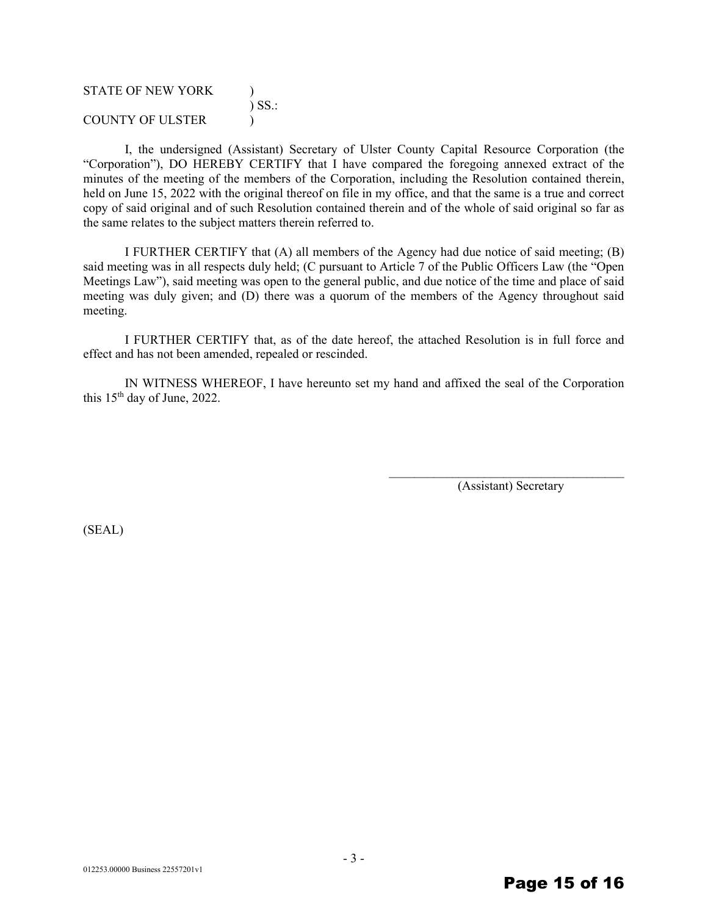STATE OF NEW YORK )
) SS.:
COUNTY OF ULSTER )

I, the undersigned (Assistant) Secretary of Ulster County Capital Resource Corporation (the "Corporation"), DO HEREBY CERTIFY that I have compared the foregoing annexed extract of the minutes of the meeting of the members of the Corporation, including the Resolution contained therein, held on June 15, 2022 with the original thereof on file in my office, and that the same is a true and correct copy of said original and of such Resolution contained therein and of the whole of said original so far as the same relates to the subject matters therein referred to.

I FURTHER CERTIFY that (A) all members of the Agency had due notice of said meeting; (B) said meeting was in all respects duly held; (C pursuant to Article 7 of the Public Officers Law (the "Open Meetings Law"), said meeting was open to the general public, and due notice of the time and place of said meeting was duly given; and (D) there was a quorum of the members of the Agency throughout said meeting.

I FURTHER CERTIFY that, as of the date hereof, the attached Resolution is in full force and effect and has not been amended, repealed or rescinded.

IN WITNESS WHEREOF, I have hereunto set my hand and affixed the seal of the Corporation this 15th day of June, 2022.

\_\_\_\_\_\_\_\_\_\_\_\_\_\_\_\_\_\_\_\_\_\_\_\_\_\_\_\_\_\_\_\_\_\_\_\_\_\_\_\_
(Assistant) Secretary

(SEAL)

012253.00000 Business 22557201v1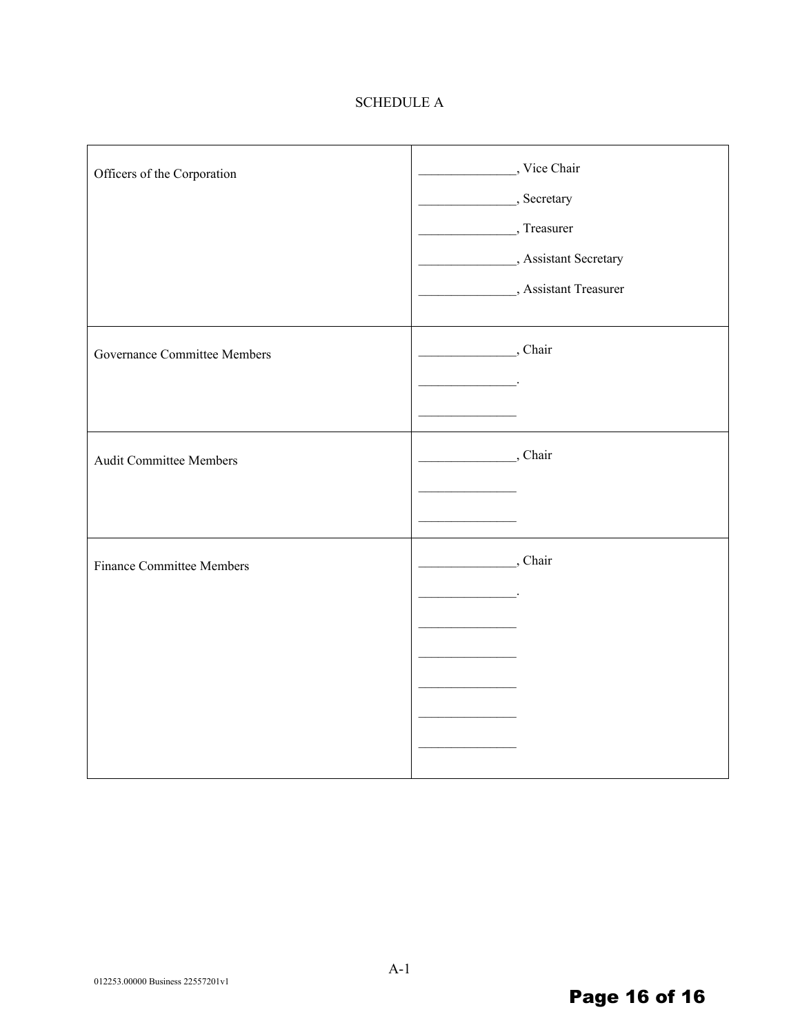SCHEDULE A

| | |
|---|---|
| Officers of the Corporation | _______________, Vice Chair<br>_______________, Secretary<br>_______________, Treasurer<br>_______________, Assistant Secretary<br>_______________, Assistant Treasurer |
| Governance Committee Members | _______________, Chair<br>_______________.<br>_______________ |
| Audit Committee Members | _______________, Chair<br>_______________<br>_______________ |
| Finance Committee Members | _______________, Chair<br>_______________.<br>_______________<br>_______________<br>_______________<br>_______________<br>_______________ |

012253.00000 Business 22557201v1